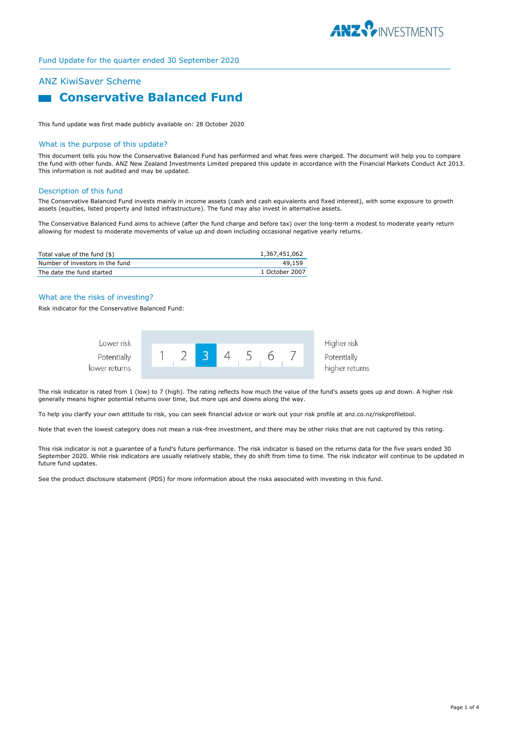Fund Update for the quarter ended 30 September 2020

## ANZ KiwiSaver Scheme

# Conservative Balanced Fund

This fund update was first made publicly available on: 28 October 2020

## What is the purpose of this update?

This document tells you how the Conservative Balanced Fund has performed and what fees were charged. The document will help you to compare the fund with other funds. ANZ New Zealand Investments Limited prepared this update in accordance with the Financial Markets Conduct Act 2013. This information is not audited and may be updated.

## Description of this fund

The Conservative Balanced Fund invests mainly in income assets (cash and cash equivalents and fixed interest), with some exposure to growth assets (equities, listed property and listed infrastructure). The fund may also invest in alternative assets.

The Conservative Balanced Fund aims to achieve (after the fund charge and before tax) over the long-term a modest to moderate yearly return allowing for modest to moderate movements of value up and down including occasional negative yearly returns.

| | |
|---|---|
| Total value of the fund ($) | 1,367,451,062 |
| Number of investors in the fund | 49,159 |
| The date the fund started | 1 October 2007 |

## What are the risks of investing?

Risk indicator for the Conservative Balanced Fund:

| Lower risk<br>Potentially lower returns | 1 | 2 | **3** | 4 | 5 | 6 | 7 | Higher risk<br>Potentially higher returns |
|---|---|---|---|---|---|---|---|---|

The risk indicator is rated from 1 (low) to 7 (high). The rating reflects how much the value of the fund's assets goes up and down. A higher risk generally means higher potential returns over time, but more ups and downs along the way.

To help you clarify your own attitude to risk, you can seek financial advice or work out your risk profile at anz.co.nz/riskprofiletool.

Note that even the lowest category does not mean a risk-free investment, and there may be other risks that are not captured by this rating.

This risk indicator is not a guarantee of a fund's future performance. The risk indicator is based on the returns data for the five years ended 30 September 2020. While risk indicators are usually relatively stable, they do shift from time to time. The risk indicator will continue to be updated in future fund updates.

See the product disclosure statement (PDS) for more information about the risks associated with investing in this fund.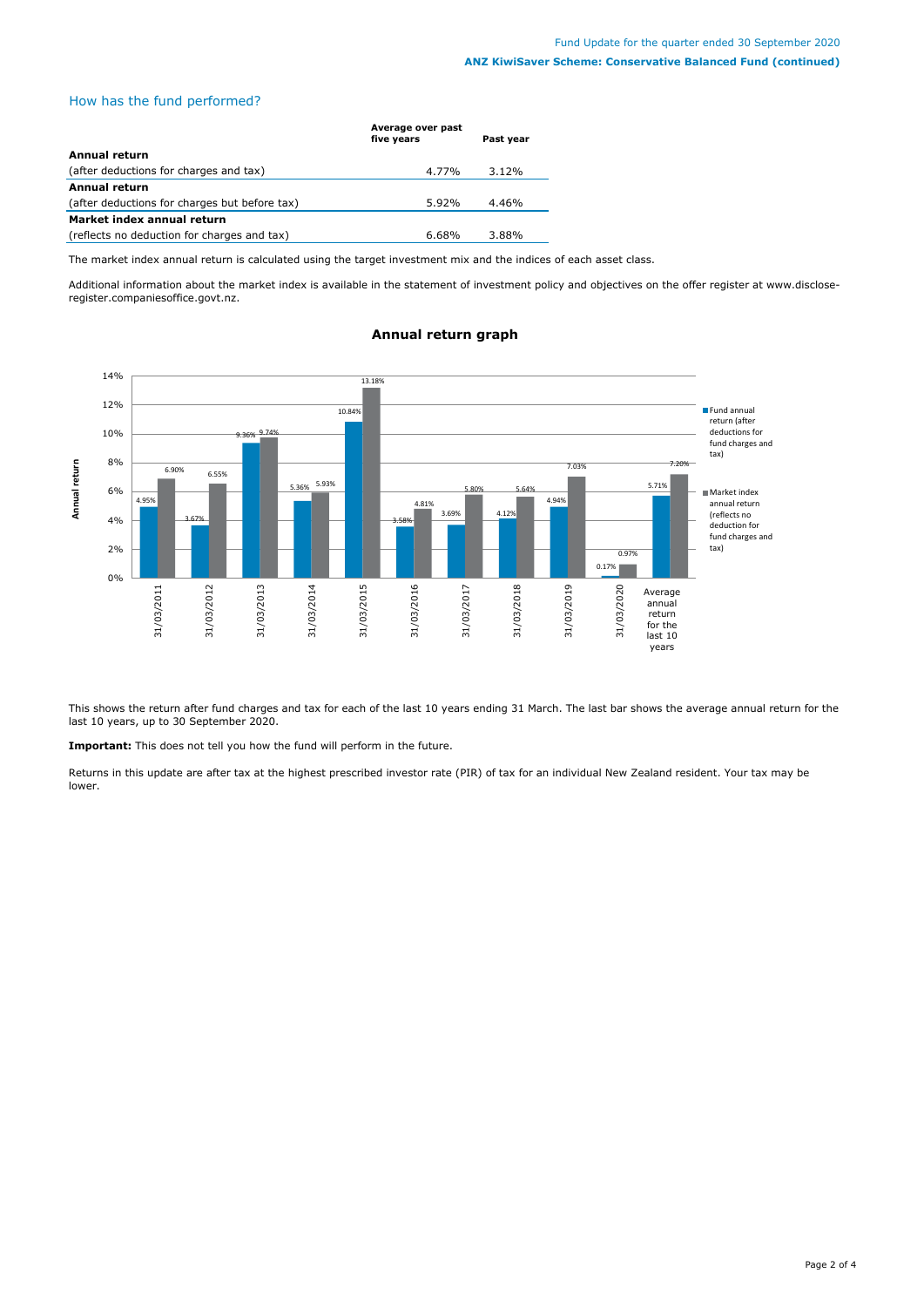## How has the fund performed?

| | Average over past five years | Past year |
|---|---|---|
| **Annual return** | | |
| (after deductions for charges and tax) | 4.77% | 3.12% |
| **Annual return** | | |
| (after deductions for charges but before tax) | 5.92% | 4.46% |
| **Market index annual return** | | |
| (reflects no deduction for charges and tax) | 6.68% | 3.88% |

The market index annual return is calculated using the target investment mix and the indices of each asset class.

Additional information about the market index is available in the statement of investment policy and objectives on the offer register at www.disclose-register.companiesoffice.govt.nz.

### Annual return graph

| | Fund annual return (after deductions for fund charges and tax) | Market index annual return (reflects no deduction for fund charges and tax) |
|---|---|---|
| 31/03/2011 | 4.95% | 6.90% |
| 31/03/2012 | 3.67% | 6.55% |
| 31/03/2013 | 9.36% | 9.74% |
| 31/03/2014 | 5.36% | 5.93% |
| 31/03/2015 | 10.84% | 13.18% |
| 31/03/2016 | 3.58% | 4.81% |
| 31/03/2017 | 3.69% | 5.80% |
| 31/03/2018 | 4.12% | 5.64% |
| 31/03/2019 | 4.94% | 7.03% |
| 31/03/2020 | 0.17% | 0.97% |
| Average annual return for the last 10 years | 5.71% | 7.20% |

This shows the return after fund charges and tax for each of the last 10 years ending 31 March. The last bar shows the average annual return for the last 10 years, up to 30 September 2020.

**Important:** This does not tell you how the fund will perform in the future.

Returns in this update are after tax at the highest prescribed investor rate (PIR) of tax for an individual New Zealand resident. Your tax may be lower.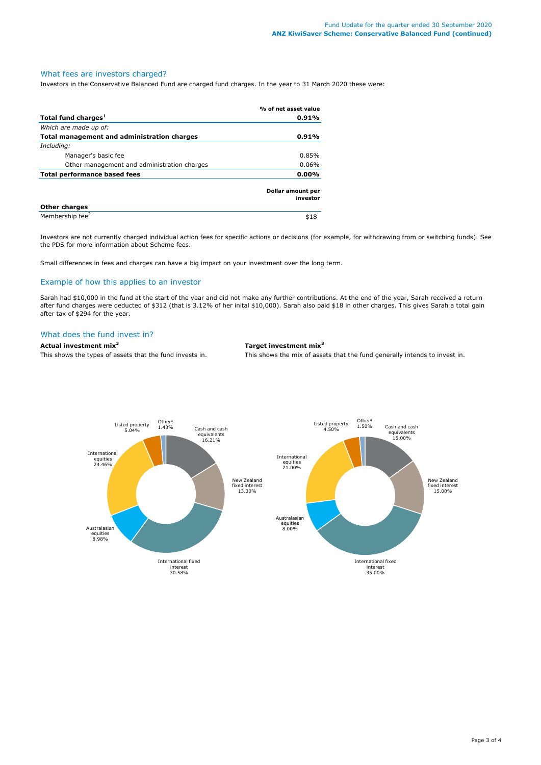## What fees are investors charged?

Investors in the Conservative Balanced Fund are charged fund charges. In the year to 31 March 2020 these were:

| | % of net asset value |
|---|---|
| **Total fund charges[1]** | **0.91%** |
| *Which are made up of:* | |
| **Total management and administration charges** | **0.91%** |
| *Including:* | |
| Manager's basic fee | 0.85% |
| Other management and administration charges | 0.06% |
| **Total performance based fees** | **0.00%** |
| | **Dollar amount per investor** |
| **Other charges** | |
| Membership fee[2] | $18 |

Investors are not currently charged individual action fees for specific actions or decisions (for example, for withdrawing from or switching funds). See the PDS for more information about Scheme fees.

Small differences in fees and charges can have a big impact on your investment over the long term.

## Example of how this applies to an investor

Sarah had $10,000 in the fund at the start of the year and did not make any further contributions. At the end of the year, Sarah received a return after fund charges were deducted of $312 (that is 3.12% of her inital $10,000). Sarah also paid $18 in other charges. This gives Sarah a total gain after tax of $294 for the year.

## What does the fund invest in?

**Actual investment mix[3]**

This shows the types of assets that the fund invests in.

| Asset | Actual |
|---|---|
| Cash and cash equivalents | 16.21% |
| New Zealand fixed interest | 13.30% |
| International fixed interest | 30.58% |
| Australasian equities | 8.98% |
| International equities | 24.46% |
| Listed property | 5.04% |
| Other[4] | 1.43% |

**Target investment mix[3]**

This shows the mix of assets that the fund generally intends to invest in.

| Asset | Target |
|---|---|
| Cash and cash equivalents | 15.00% |
| New Zealand fixed interest | 15.00% |
| International fixed interest | 35.00% |
| Australasian equities | 8.00% |
| International equities | 21.00% |
| Listed property | 4.50% |
| Other[4] | 1.50% |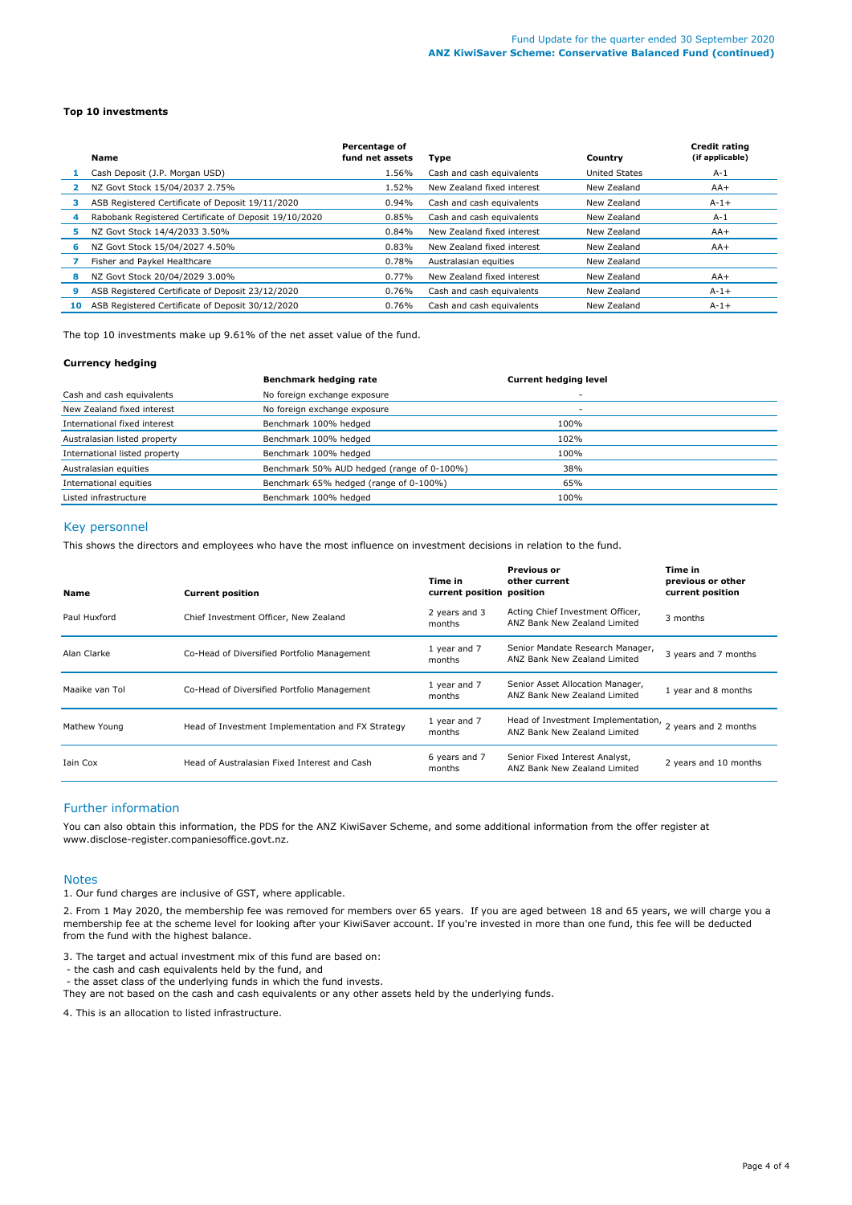### Top 10 investments

| | Name | Percentage of fund net assets | Type | Country | Credit rating (if applicable) |
|---|---|---|---|---|---|
| 1 | Cash Deposit (J.P. Morgan USD) | 1.56% | Cash and cash equivalents | United States | A-1 |
| 2 | NZ Govt Stock 15/04/2037 2.75% | 1.52% | New Zealand fixed interest | New Zealand | AA+ |
| 3 | ASB Registered Certificate of Deposit 19/11/2020 | 0.94% | Cash and cash equivalents | New Zealand | A-1+ |
| 4 | Rabobank Registered Certificate of Deposit 19/10/2020 | 0.85% | Cash and cash equivalents | New Zealand | A-1 |
| 5 | NZ Govt Stock 14/4/2033 3.50% | 0.84% | New Zealand fixed interest | New Zealand | AA+ |
| 6 | NZ Govt Stock 15/04/2027 4.50% | 0.83% | New Zealand fixed interest | New Zealand | AA+ |
| 7 | Fisher and Paykel Healthcare | 0.78% | Australasian equities | New Zealand | |
| 8 | NZ Govt Stock 20/04/2029 3.00% | 0.77% | New Zealand fixed interest | New Zealand | AA+ |
| 9 | ASB Registered Certificate of Deposit 23/12/2020 | 0.76% | Cash and cash equivalents | New Zealand | A-1+ |
| 10 | ASB Registered Certificate of Deposit 30/12/2020 | 0.76% | Cash and cash equivalents | New Zealand | A-1+ |

The top 10 investments make up 9.61% of the net asset value of the fund.

### Currency hedging

| | Benchmark hedging rate | Current hedging level |
|---|---|---|
| Cash and cash equivalents | No foreign exchange exposure | - |
| New Zealand fixed interest | No foreign exchange exposure | - |
| International fixed interest | Benchmark 100% hedged | 100% |
| Australasian listed property | Benchmark 100% hedged | 102% |
| International listed property | Benchmark 100% hedged | 100% |
| Australasian equities | Benchmark 50% AUD hedged (range of 0-100%) | 38% |
| International equities | Benchmark 65% hedged (range of 0-100%) | 65% |
| Listed infrastructure | Benchmark 100% hedged | 100% |

## Key personnel

This shows the directors and employees who have the most influence on investment decisions in relation to the fund.

| Name | Current position | Time in current position | Previous or other current position | Time in previous or other current position |
|---|---|---|---|---|
| Paul Huxford | Chief Investment Officer, New Zealand | 2 years and 3 months | Acting Chief Investment Officer, ANZ Bank New Zealand Limited | 3 months |
| Alan Clarke | Co-Head of Diversified Portfolio Management | 1 year and 7 months | Senior Mandate Research Manager, ANZ Bank New Zealand Limited | 3 years and 7 months |
| Maaike van Tol | Co-Head of Diversified Portfolio Management | 1 year and 7 months | Senior Asset Allocation Manager, ANZ Bank New Zealand Limited | 1 year and 8 months |
| Mathew Young | Head of Investment Implementation and FX Strategy | 1 year and 7 months | Head of Investment Implementation, ANZ Bank New Zealand Limited | 2 years and 2 months |
| Iain Cox | Head of Australasian Fixed Interest and Cash | 6 years and 7 months | Senior Fixed Interest Analyst, ANZ Bank New Zealand Limited | 2 years and 10 months |

## Further information

You can also obtain this information, the PDS for the ANZ KiwiSaver Scheme, and some additional information from the offer register at www.disclose-register.companiesoffice.govt.nz.

## Notes

1. Our fund charges are inclusive of GST, where applicable.

2. From 1 May 2020, the membership fee was removed for members over 65 years. If you are aged between 18 and 65 years, we will charge you a membership fee at the scheme level for looking after your KiwiSaver account. If you're invested in more than one fund, this fee will be deducted from the fund with the highest balance.

3. The target and actual investment mix of this fund are based on:
 - the cash and cash equivalents held by the fund, and
 - the asset class of the underlying funds in which the fund invests.
They are not based on the cash and cash equivalents or any other assets held by the underlying funds.

4. This is an allocation to listed infrastructure.